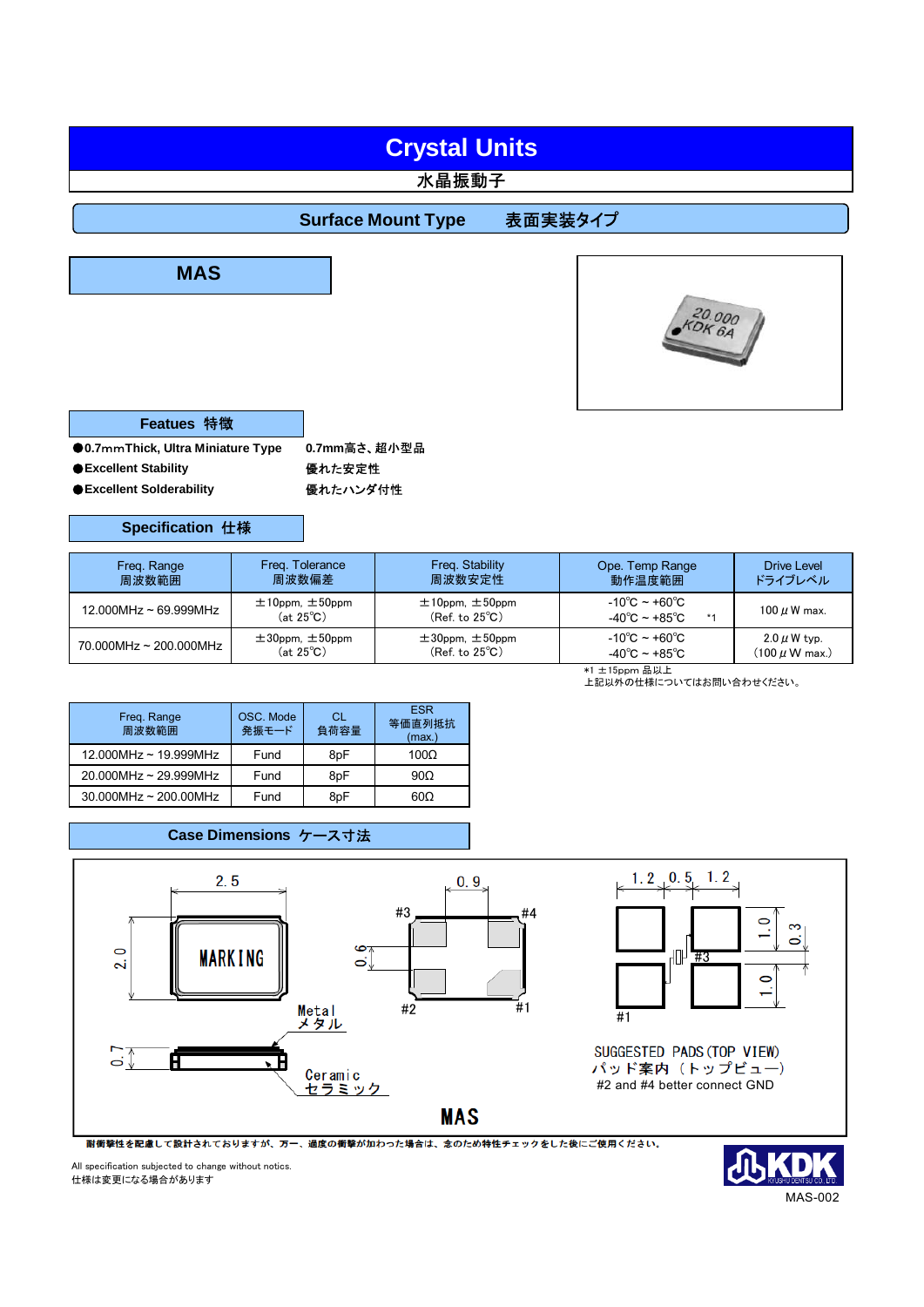# Crystal Units

水晶振動子

## Surface Mount Type　　表面実装タイプ

# MAS

### Featues 特徴

- 0.7mmThick, Ultra Miniature Type　　0.7mm高さ、超小型品
- Excellent Stability　　優れた安定性
- Excellent Solderability　　優れたハンダ付性

### Specification 仕様

| Freq. Range 周波数範囲 | Freq. Tolerance 周波数偏差 | Freq. Stability 周波数安定性 | Ope. Temp Range 動作温度範囲 | Drive Level ドライブレベル |
|---|---|---|---|---|
| 12.000MHz ~ 69.999MHz | ±10ppm, ±50ppm (at 25℃) | ±10ppm, ±50ppm (Ref. to 25℃) | -10℃ ~ +60℃ -40℃ ~ +85℃ *1 | 100 μW max. |
| 70.000MHz ~ 200.000MHz | ±30ppm, ±50ppm (at 25℃) | ±30ppm, ±50ppm (Ref. to 25℃) | -10℃ ~ +60℃ -40℃ ~ +85℃ | 2.0 μW typ. (100 μW max.) |

*1 ±15ppm 品以上
上記以外の仕様についてはお問い合わせください。

| Freq. Range 周波数範囲 | OSC. Mode 発振モード | CL 負荷容量 | ESR 等価直列抵抗 (max.) |
|---|---|---|---|
| 12.000MHz ~ 19.999MHz | Fund | 8pF | 100Ω |
| 20.000MHz ~ 29.999MHz | Fund | 8pF | 90Ω |
| 30.000MHz ~ 200.00MHz | Fund | 8pF | 60Ω |

### Case Dimensions ケース寸法

2.5　2.0　MARKING　0.7　Metal メタル　Ceramic セラミック

0.9　0.6　#1　#2　#3　#4

1.2　0.5　1.2　1.0　1.0　0.3

SUGGESTED PADS(TOP VIEW)
パッド案内（トップビュー）
#2 and #4 better connect GND

MAS

耐衝撃性を配慮して設計されておりますが、万一、過度の衝撃が加わった場合は、念のため特性チェックをした後にご使用ください。

All specification subjected to change without notice.
仕様は変更になる場合があります

KDK KYUSHU DENTSU CO., LTD.

MAS-002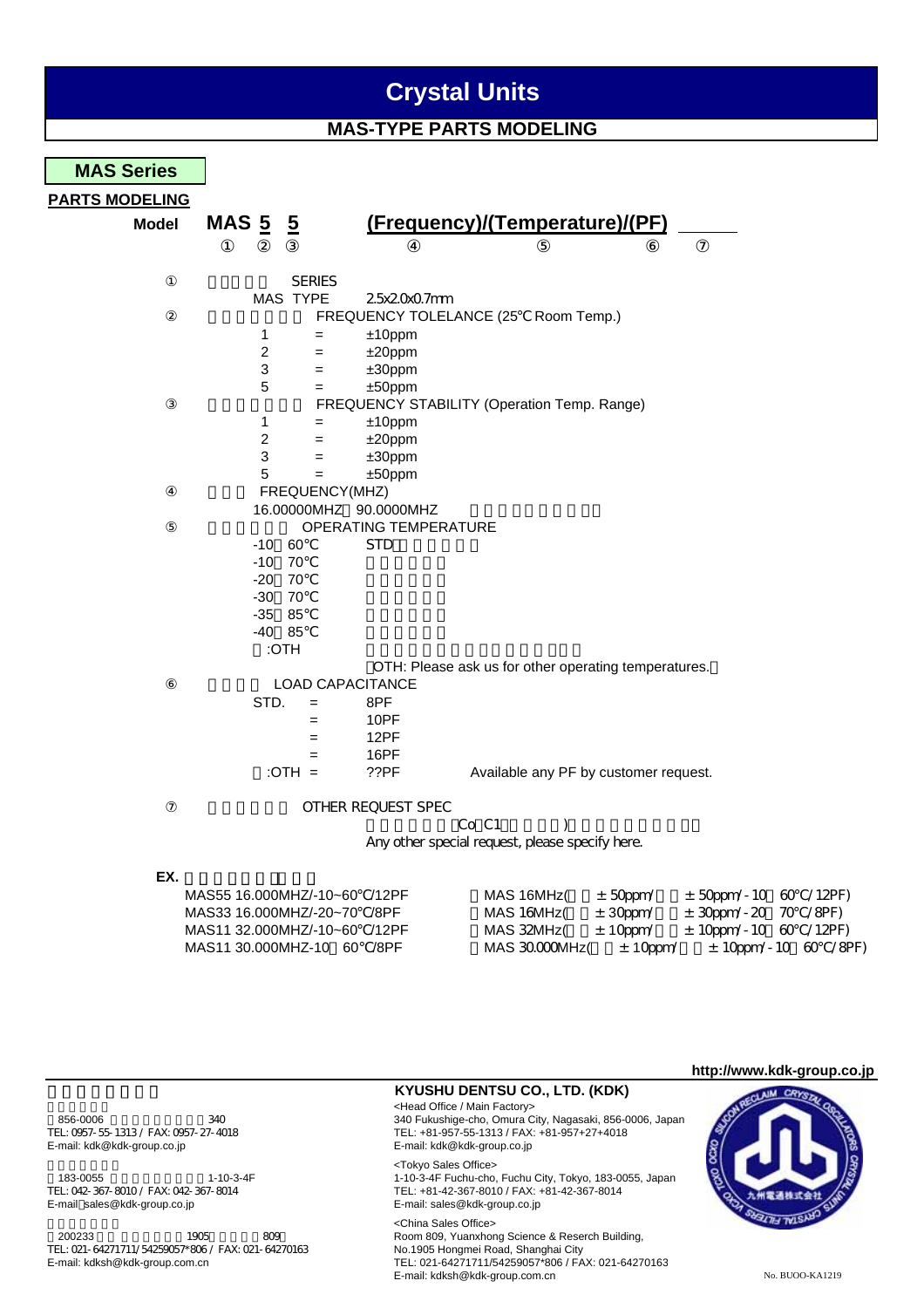# Crystal Units

## MAS-TYPE PARTS MODELING

### MAS Series

**PARTS MODELING**

**Model** **MAS 5 5** **(Frequency)/(Temperature)/(PF)**

① ② ③ ④ ⑤ ⑥ ⑦

① SERIES
MAS TYPE 2.5x2.0x0.7mm

② FREQUENCY TOLELANCE (25℃ Room Temp.)

| | | |
|---|---|---|
| 1 | = | ±10ppm |
| 2 | = | ±20ppm |
| 3 | = | ±30ppm |
| 5 | = | ±50ppm |

③ FREQUENCY STABILITY (Operation Temp. Range)

| | | |
|---|---|---|
| 1 | = | ±10ppm |
| 2 | = | ±20ppm |
| 3 | = | ±30ppm |
| 5 | = | ±50ppm |

④ FREQUENCY(MHZ)
16.00000MHZ 90.0000MHZ

⑤ OPERATING TEMPERATURE

| | |
|---|---|
| -10 60℃ | STD |
| -10 70℃ | |
| -20 70℃ | |
| -30 70℃ | |
| -35 85℃ | |
| -40 85℃ | |
| :OTH | |

OTH: Please ask us for other operating temperatures.

⑥ LOAD CAPACITANCE

| | | | |
|---|---|---|---|
| STD. | = | 8PF | |
| | = | 10PF | |
| | = | 12PF | |
| | = | 16PF | |
| :OTH | = | ??PF | Available any PF by customer request. |

⑦ OTHER REQUEST SPEC
Co C1 )
Any other special request, please specify here.

**EX.**

| | |
|---|---|
| MAS55 16.000MHZ/-10~60℃/12PF | MAS 16MHz( ± 50ppm/ ± 50ppm/ -10 60℃/ 12PF) |
| MAS33 16.000MHZ/-20~70℃/8PF | MAS 16MHz( ± 30ppm/ ± 30ppm/ -20 70℃/ 8PF) |
| MAS11 32.000MHZ/-10~60℃/12PF | MAS 32MHz( ± 10ppm/ ± 10ppm/ -10 60℃/ 12PF) |
| MAS11 30.000MHZ-10 60℃/8PF | MAS 30.000MHz( ± 10ppm/ ± 10ppm/ -10 60℃/ 8PF) |

http://www.kdk-group.co.jp

856-0006 340
TEL: 0957-55-1313 / FAX: 0957-27-4018
E-mail: kdk@kdk-group.co.jp

183-0055 1-10-3-4F
TEL: 042-367-8010 / FAX: 042-367-8014
E-mail sales@kdk-group.co.jp

200233 1905 809
TEL: 021-64271711/54259057*806 / FAX: 021-64270163
E-mail: kdksh@kdk-group.com.cn

**KYUSHU DENTSU CO., LTD. (KDK)**

<Head Office / Main Factory>
340 Fukushige-cho, Omura City, Nagasaki, 856-0006, Japan
TEL: +81-957-55-1313 / FAX: +81-957+27+4018
E-mail: kdk@kdk-group.co.jp

<Tokyo Sales Office>
1-10-3-4F Fuchu-cho, Fuchu City, Tokyo, 183-0055, Japan
TEL: +81-42-367-8010 / FAX: +81-42-367-8014
E-mail: sales@kdk-group.co.jp

<China Sales Office>
Room 809, Yuanxhong Science & Reserch Building,
No.1905 Hongmei Road, Shanghai City
TEL: 021-64271711/54259057*806 / FAX: 021-64270163
E-mail: kdksh@kdk-group.com.cn

No. BUOO-KA1219